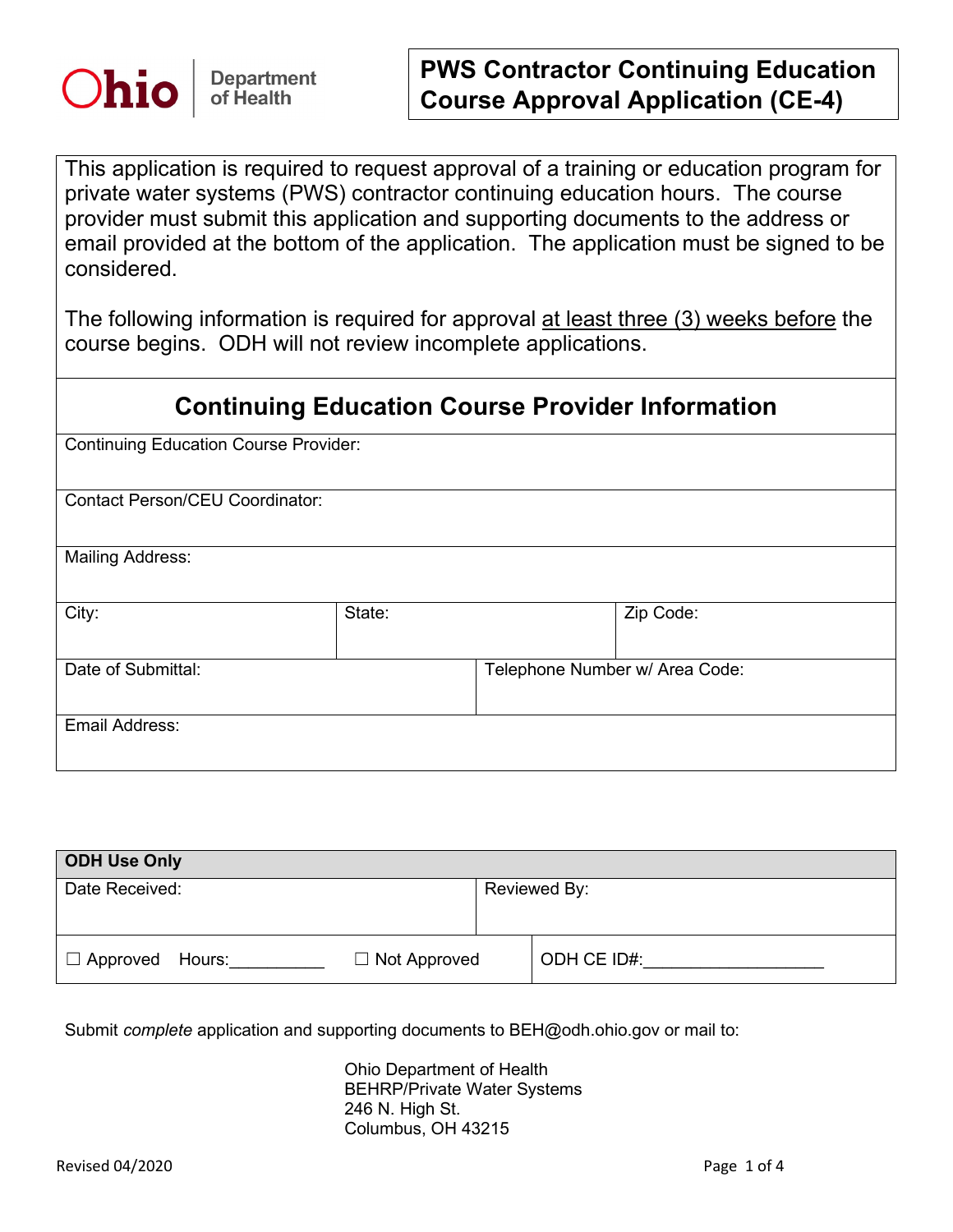Ohio Department of Health

# PWS Contractor Continuing Education Course Approval Application (CE-4)

This application is required to request approval of a training or education program for private water systems (PWS) contractor continuing education hours. The course provider must submit this application and supporting documents to the address or email provided at the bottom of the application. The application must be signed to be considered.

The following information is required for approval at least three (3) weeks before the course begins. ODH will not review incomplete applications.

## Continuing Education Course Provider Information

| Continuing Education Course Provider: | | |
|---|---|---|
| Contact Person/CEU Coordinator: | | |
| Mailing Address: | | |
| City: | State: | Zip Code: |
| Date of Submittal: | Telephone Number w/ Area Code: | |
| Email Address: | | |

| **ODH Use Only** | |
|---|---|
| Date Received: | Reviewed By: |
| ☐ Approved Hours:__________ ☐ Not Approved | ODH CE ID#:__________________ |

Submit *complete* application and supporting documents to BEH@odh.ohio.gov or mail to:

Ohio Department of Health
BEHRP/Private Water Systems
246 N. High St.
Columbus, OH 43215

Revised 04/2020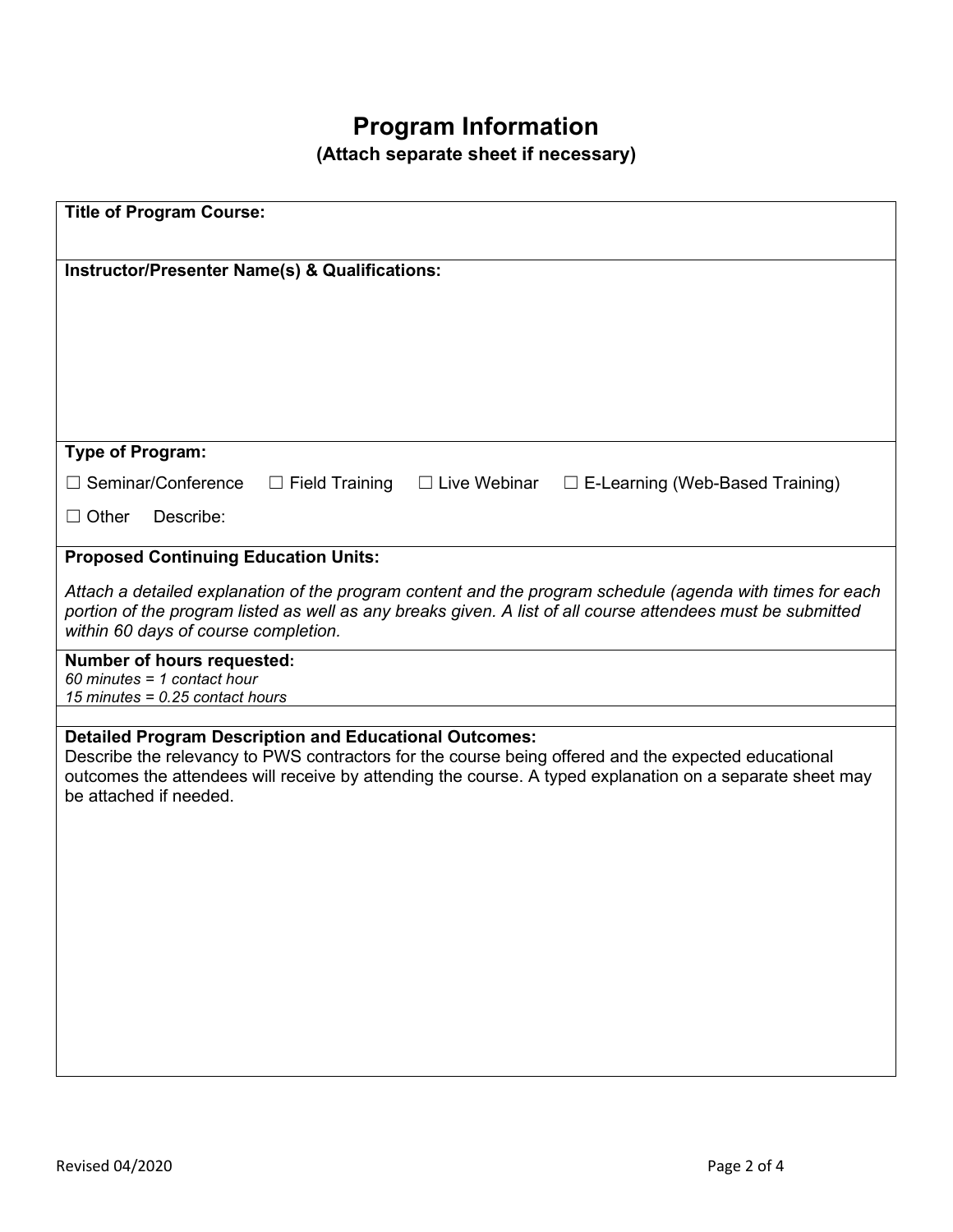# Program Information

**(Attach separate sheet if necessary)**

**Title of Program Course:**

**Instructor/Presenter Name(s) & Qualifications:**

**Type of Program:**

☐ Seminar/Conference ☐ Field Training ☐ Live Webinar ☐ E-Learning (Web-Based Training)

☐ Other Describe:

**Proposed Continuing Education Units:**

*Attach a detailed explanation of the program content and the program schedule (agenda with times for each portion of the program listed as well as any breaks given. A list of all course attendees must be submitted within 60 days of course completion.*

**Number of hours requested:**

*60 minutes = 1 contact hour*
*15 minutes = 0.25 contact hours*

**Detailed Program Description and Educational Outcomes:**

Describe the relevancy to PWS contractors for the course being offered and the expected educational outcomes the attendees will receive by attending the course. A typed explanation on a separate sheet may be attached if needed.

Revised 04/2020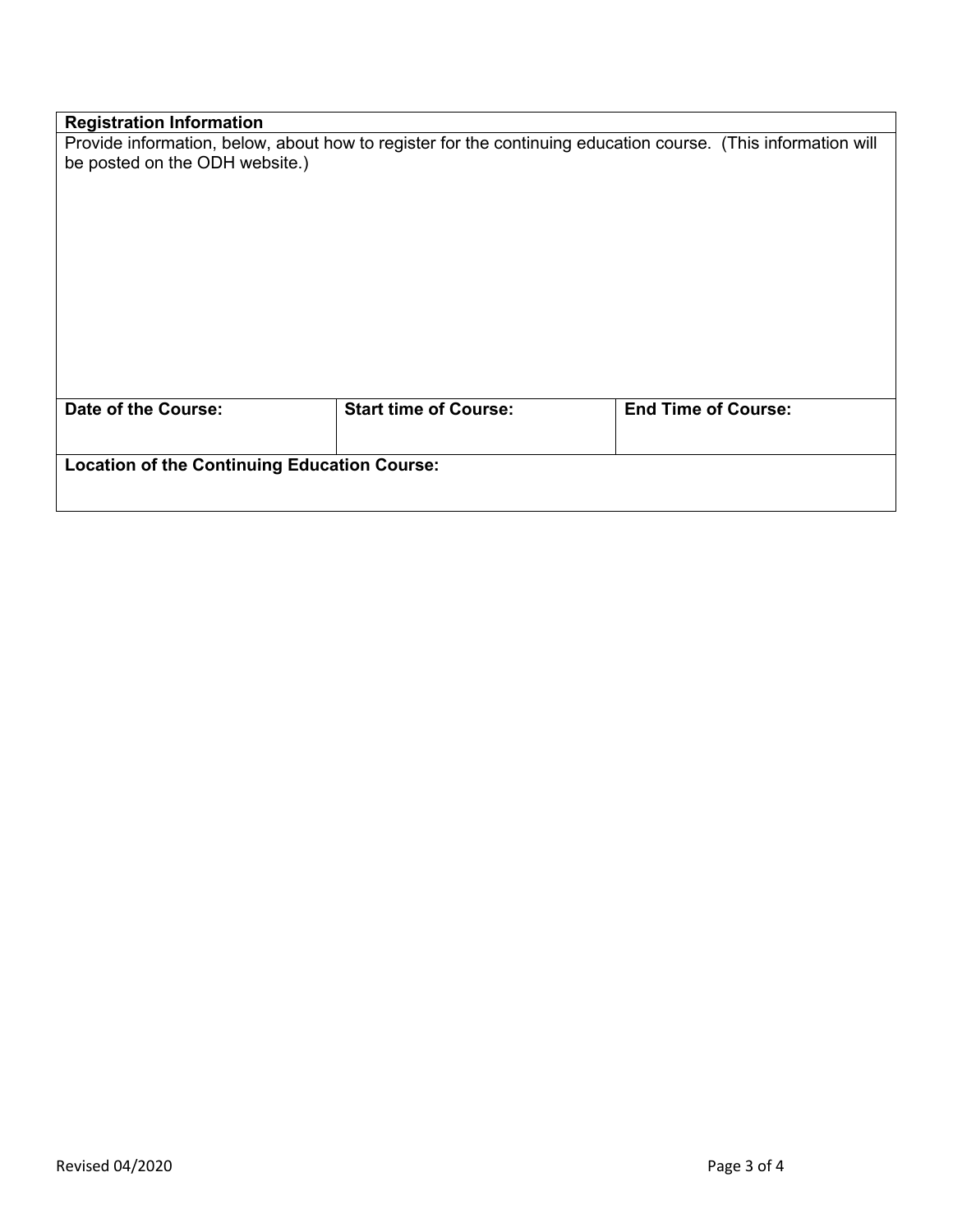| **Registration Information** | | |
|---|---|---|
| Provide information, below, about how to register for the continuing education course. (This information will be posted on the ODH website.) | | |
| **Date of the Course:** | **Start time of Course:** | **End Time of Course:** |
| **Location of the Continuing Education Course:** | | |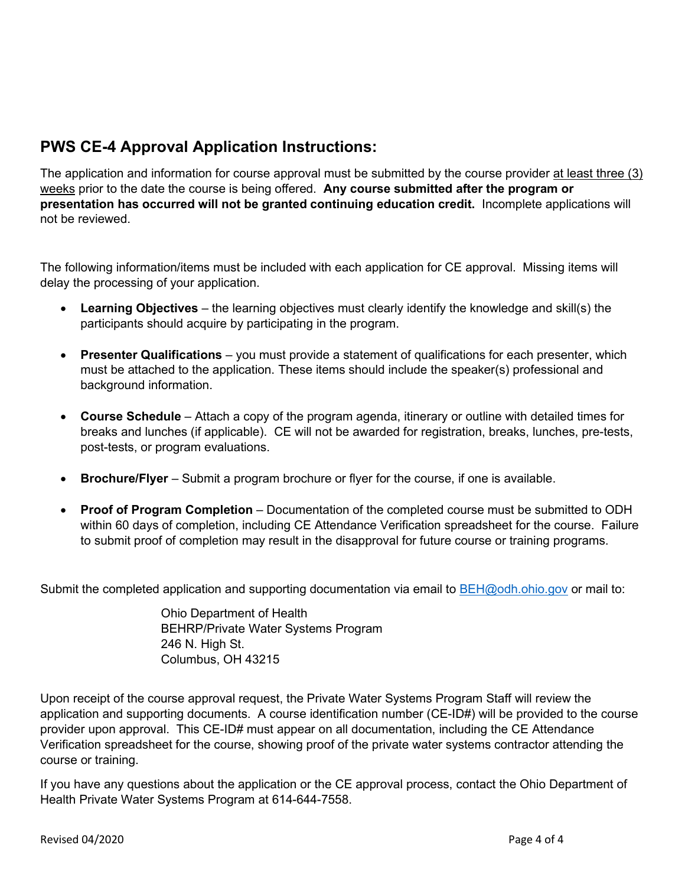## PWS CE-4 Approval Application Instructions:

The application and information for course approval must be submitted by the course provider at least three (3) weeks prior to the date the course is being offered. **Any course submitted after the program or presentation has occurred will not be granted continuing education credit.** Incomplete applications will not be reviewed.

The following information/items must be included with each application for CE approval. Missing items will delay the processing of your application.

- **Learning Objectives** – the learning objectives must clearly identify the knowledge and skill(s) the participants should acquire by participating in the program.
- **Presenter Qualifications** – you must provide a statement of qualifications for each presenter, which must be attached to the application. These items should include the speaker(s) professional and background information.
- **Course Schedule** – Attach a copy of the program agenda, itinerary or outline with detailed times for breaks and lunches (if applicable). CE will not be awarded for registration, breaks, lunches, pre-tests, post-tests, or program evaluations.
- **Brochure/Flyer** – Submit a program brochure or flyer for the course, if one is available.
- **Proof of Program Completion** – Documentation of the completed course must be submitted to ODH within 60 days of completion, including CE Attendance Verification spreadsheet for the course. Failure to submit proof of completion may result in the disapproval for future course or training programs.

Submit the completed application and supporting documentation via email to BEH@odh.ohio.gov or mail to:

Ohio Department of Health
BEHRP/Private Water Systems Program
246 N. High St.
Columbus, OH 43215

Upon receipt of the course approval request, the Private Water Systems Program Staff will review the application and supporting documents. A course identification number (CE-ID#) will be provided to the course provider upon approval. This CE-ID# must appear on all documentation, including the CE Attendance Verification spreadsheet for the course, showing proof of the private water systems contractor attending the course or training.

If you have any questions about the application or the CE approval process, contact the Ohio Department of Health Private Water Systems Program at 614-644-7558.

Revised 04/2020